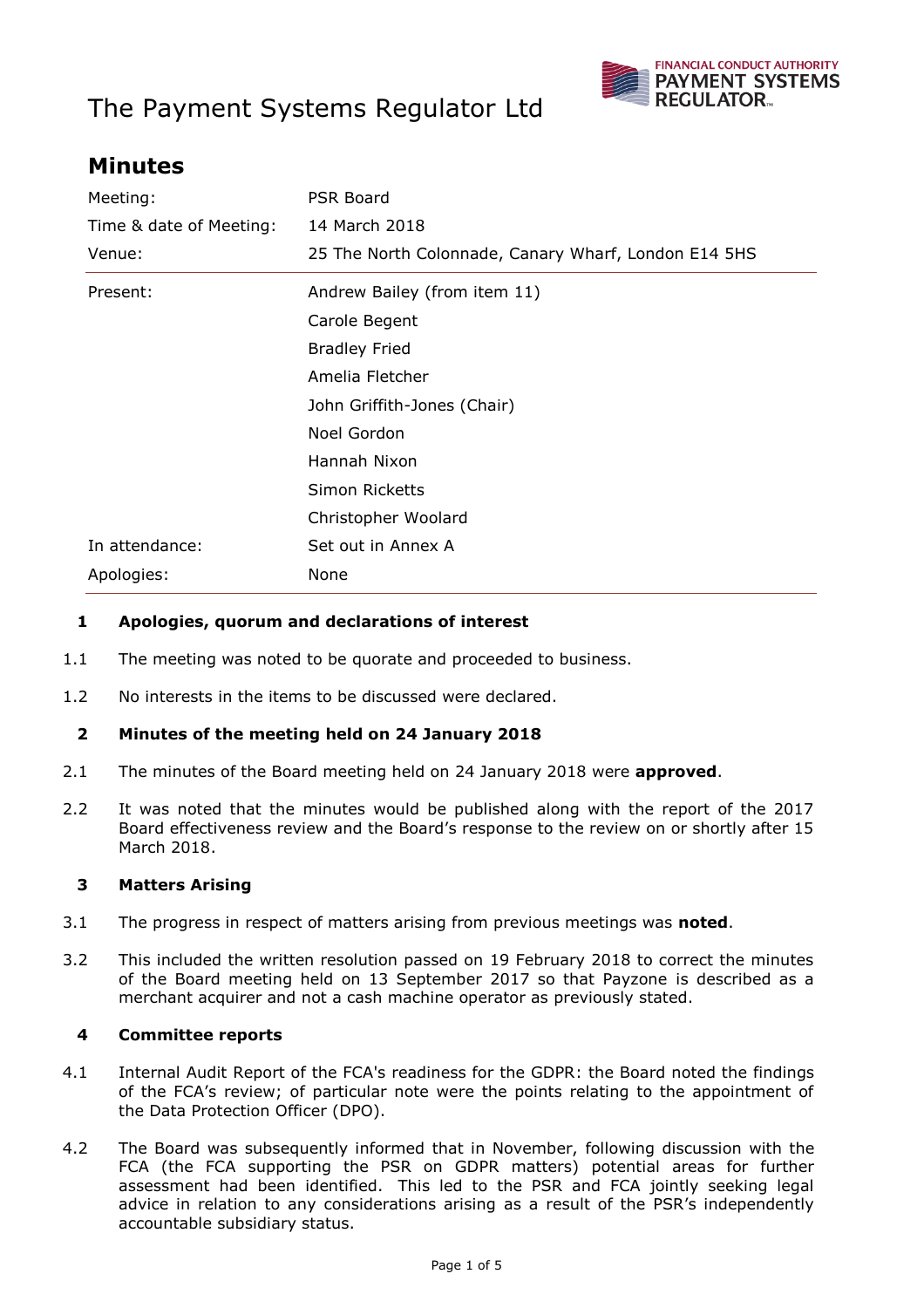# The Payment Systems Regulator Ltd

## Minutes

| | |
|---|---|
| Meeting: | PSR Board |
| Time & date of Meeting: | 14 March 2018 |
| Venue: | 25 The North Colonnade, Canary Wharf, London E14 5HS |
| Present: | Andrew Bailey (from item 11) |
| | Carole Begent |
| | Bradley Fried |
| | Amelia Fletcher |
| | John Griffith-Jones (Chair) |
| | Noel Gordon |
| | Hannah Nixon |
| | Simon Ricketts |
| | Christopher Woolard |
| In attendance: | Set out in Annex A |
| Apologies: | None |

### 1 Apologies, quorum and declarations of interest

1.1 The meeting was noted to be quorate and proceeded to business.

1.2 No interests in the items to be discussed were declared.

### 2 Minutes of the meeting held on 24 January 2018

2.1 The minutes of the Board meeting held on 24 January 2018 were **approved**.

2.2 It was noted that the minutes would be published along with the report of the 2017 Board effectiveness review and the Board's response to the review on or shortly after 15 March 2018.

### 3 Matters Arising

3.1 The progress in respect of matters arising from previous meetings was **noted**.

3.2 This included the written resolution passed on 19 February 2018 to correct the minutes of the Board meeting held on 13 September 2017 so that Payzone is described as a merchant acquirer and not a cash machine operator as previously stated.

### 4 Committee reports

4.1 Internal Audit Report of the FCA's readiness for the GDPR: the Board noted the findings of the FCA's review; of particular note were the points relating to the appointment of the Data Protection Officer (DPO).

4.2 The Board was subsequently informed that in November, following discussion with the FCA (the FCA supporting the PSR on GDPR matters) potential areas for further assessment had been identified. This led to the PSR and FCA jointly seeking legal advice in relation to any considerations arising as a result of the PSR's independently accountable subsidiary status.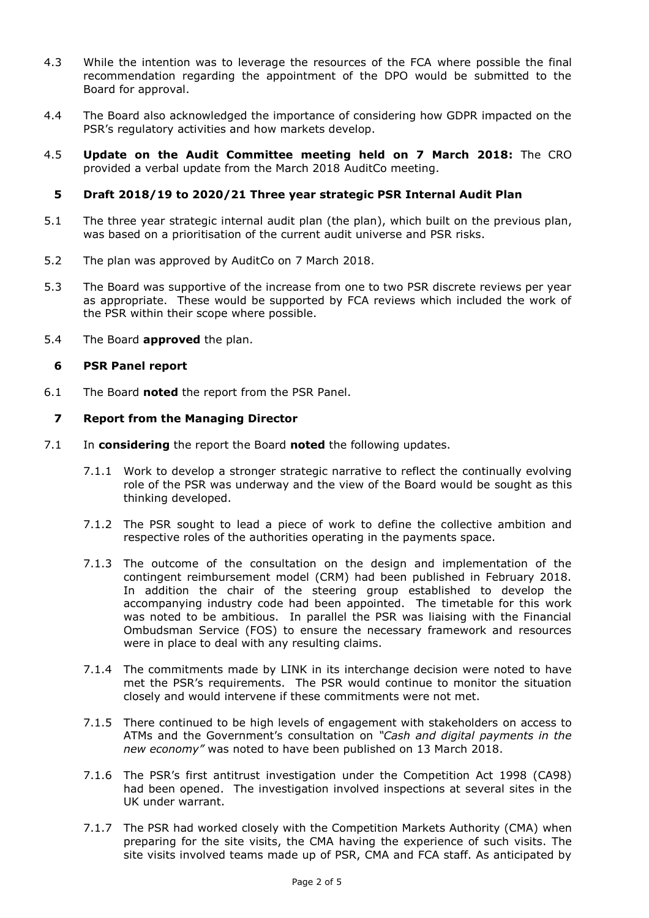4.3 While the intention was to leverage the resources of the FCA where possible the final recommendation regarding the appointment of the DPO would be submitted to the Board for approval.

4.4 The Board also acknowledged the importance of considering how GDPR impacted on the PSR's regulatory activities and how markets develop.

4.5 **Update on the Audit Committee meeting held on 7 March 2018:** The CRO provided a verbal update from the March 2018 AuditCo meeting.

## 5 Draft 2018/19 to 2020/21 Three year strategic PSR Internal Audit Plan

5.1 The three year strategic internal audit plan (the plan), which built on the previous plan, was based on a prioritisation of the current audit universe and PSR risks.

5.2 The plan was approved by AuditCo on 7 March 2018.

5.3 The Board was supportive of the increase from one to two PSR discrete reviews per year as appropriate. These would be supported by FCA reviews which included the work of the PSR within their scope where possible.

5.4 The Board **approved** the plan.

## 6 PSR Panel report

6.1 The Board **noted** the report from the PSR Panel.

## 7 Report from the Managing Director

7.1 In **considering** the report the Board **noted** the following updates.

7.1.1 Work to develop a stronger strategic narrative to reflect the continually evolving role of the PSR was underway and the view of the Board would be sought as this thinking developed.

7.1.2 The PSR sought to lead a piece of work to define the collective ambition and respective roles of the authorities operating in the payments space.

7.1.3 The outcome of the consultation on the design and implementation of the contingent reimbursement model (CRM) had been published in February 2018. In addition the chair of the steering group established to develop the accompanying industry code had been appointed. The timetable for this work was noted to be ambitious. In parallel the PSR was liaising with the Financial Ombudsman Service (FOS) to ensure the necessary framework and resources were in place to deal with any resulting claims.

7.1.4 The commitments made by LINK in its interchange decision were noted to have met the PSR's requirements. The PSR would continue to monitor the situation closely and would intervene if these commitments were not met.

7.1.5 There continued to be high levels of engagement with stakeholders on access to ATMs and the Government's consultation on *"Cash and digital payments in the new economy"* was noted to have been published on 13 March 2018.

7.1.6 The PSR's first antitrust investigation under the Competition Act 1998 (CA98) had been opened. The investigation involved inspections at several sites in the UK under warrant.

7.1.7 The PSR had worked closely with the Competition Markets Authority (CMA) when preparing for the site visits, the CMA having the experience of such visits. The site visits involved teams made up of PSR, CMA and FCA staff. As anticipated by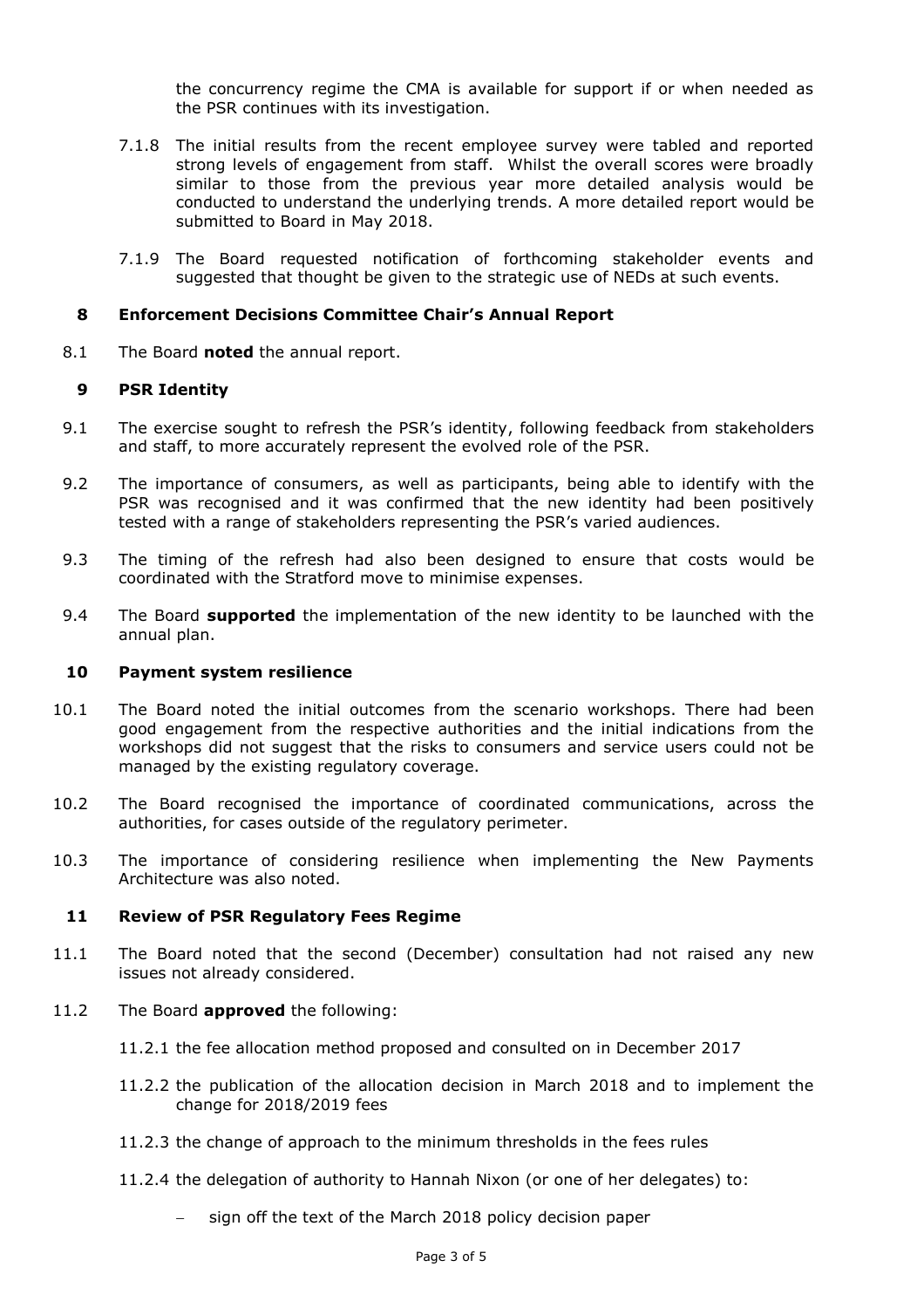the concurrency regime the CMA is available for support if or when needed as the PSR continues with its investigation.

7.1.8 The initial results from the recent employee survey were tabled and reported strong levels of engagement from staff. Whilst the overall scores were broadly similar to those from the previous year more detailed analysis would be conducted to understand the underlying trends. A more detailed report would be submitted to Board in May 2018.

7.1.9 The Board requested notification of forthcoming stakeholder events and suggested that thought be given to the strategic use of NEDs at such events.

### 8 Enforcement Decisions Committee Chair's Annual Report

8.1 The Board **noted** the annual report.

### 9 PSR Identity

9.1 The exercise sought to refresh the PSR's identity, following feedback from stakeholders and staff, to more accurately represent the evolved role of the PSR.

9.2 The importance of consumers, as well as participants, being able to identify with the PSR was recognised and it was confirmed that the new identity had been positively tested with a range of stakeholders representing the PSR's varied audiences.

9.3 The timing of the refresh had also been designed to ensure that costs would be coordinated with the Stratford move to minimise expenses.

9.4 The Board **supported** the implementation of the new identity to be launched with the annual plan.

### 10 Payment system resilience

10.1 The Board noted the initial outcomes from the scenario workshops. There had been good engagement from the respective authorities and the initial indications from the workshops did not suggest that the risks to consumers and service users could not be managed by the existing regulatory coverage.

10.2 The Board recognised the importance of coordinated communications, across the authorities, for cases outside of the regulatory perimeter.

10.3 The importance of considering resilience when implementing the New Payments Architecture was also noted.

### 11 Review of PSR Regulatory Fees Regime

11.1 The Board noted that the second (December) consultation had not raised any new issues not already considered.

11.2 The Board **approved** the following:

11.2.1 the fee allocation method proposed and consulted on in December 2017

11.2.2 the publication of the allocation decision in March 2018 and to implement the change for 2018/2019 fees

11.2.3 the change of approach to the minimum thresholds in the fees rules

11.2.4 the delegation of authority to Hannah Nixon (or one of her delegates) to:

- sign off the text of the March 2018 policy decision paper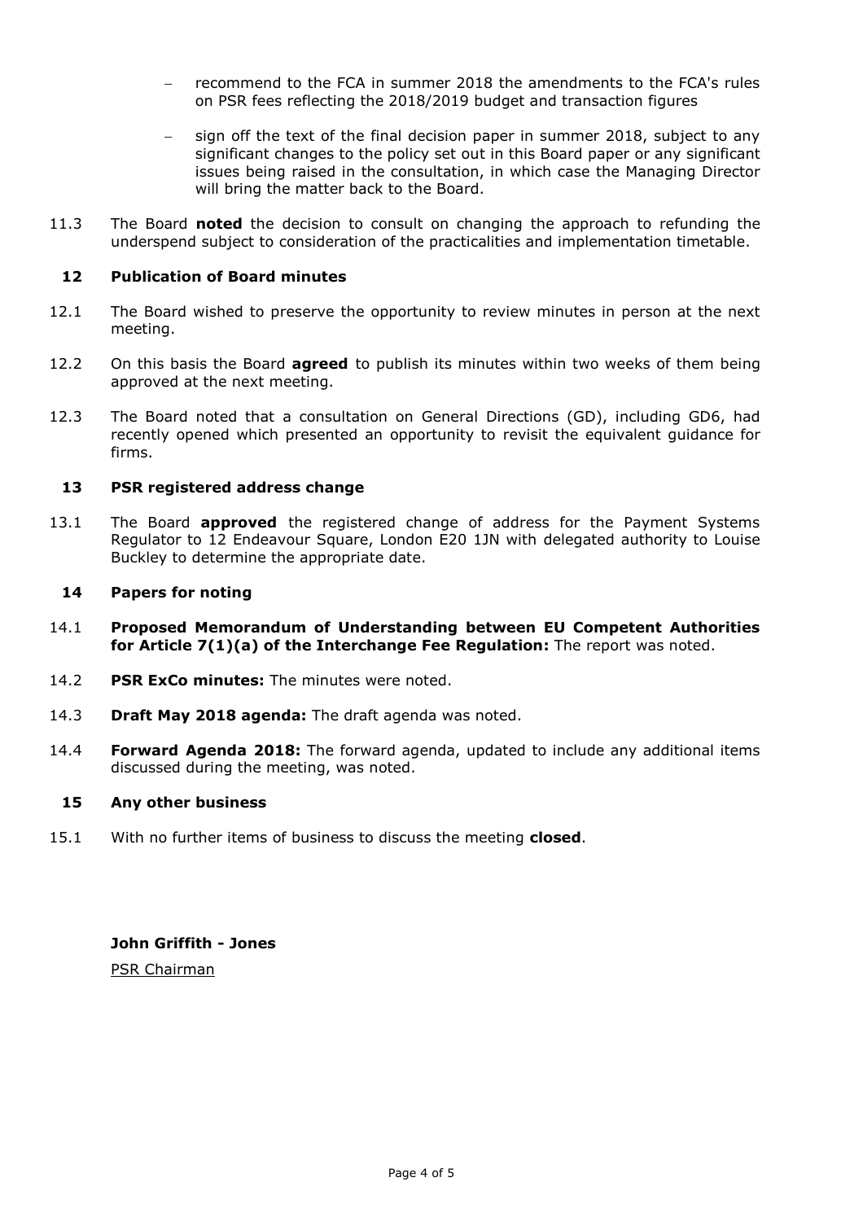- recommend to the FCA in summer 2018 the amendments to the FCA's rules on PSR fees reflecting the 2018/2019 budget and transaction figures
- sign off the text of the final decision paper in summer 2018, subject to any significant changes to the policy set out in this Board paper or any significant issues being raised in the consultation, in which case the Managing Director will bring the matter back to the Board.

11.3 The Board **noted** the decision to consult on changing the approach to refunding the underspend subject to consideration of the practicalities and implementation timetable.

## 12 Publication of Board minutes

12.1 The Board wished to preserve the opportunity to review minutes in person at the next meeting.

12.2 On this basis the Board **agreed** to publish its minutes within two weeks of them being approved at the next meeting.

12.3 The Board noted that a consultation on General Directions (GD), including GD6, had recently opened which presented an opportunity to revisit the equivalent guidance for firms.

## 13 PSR registered address change

13.1 The Board **approved** the registered change of address for the Payment Systems Regulator to 12 Endeavour Square, London E20 1JN with delegated authority to Louise Buckley to determine the appropriate date.

## 14 Papers for noting

14.1 **Proposed Memorandum of Understanding between EU Competent Authorities for Article 7(1)(a) of the Interchange Fee Regulation:** The report was noted.

14.2 **PSR ExCo minutes:** The minutes were noted.

14.3 **Draft May 2018 agenda:** The draft agenda was noted.

14.4 **Forward Agenda 2018:** The forward agenda, updated to include any additional items discussed during the meeting, was noted.

## 15 Any other business

15.1 With no further items of business to discuss the meeting **closed**.

**John Griffith - Jones**

PSR Chairman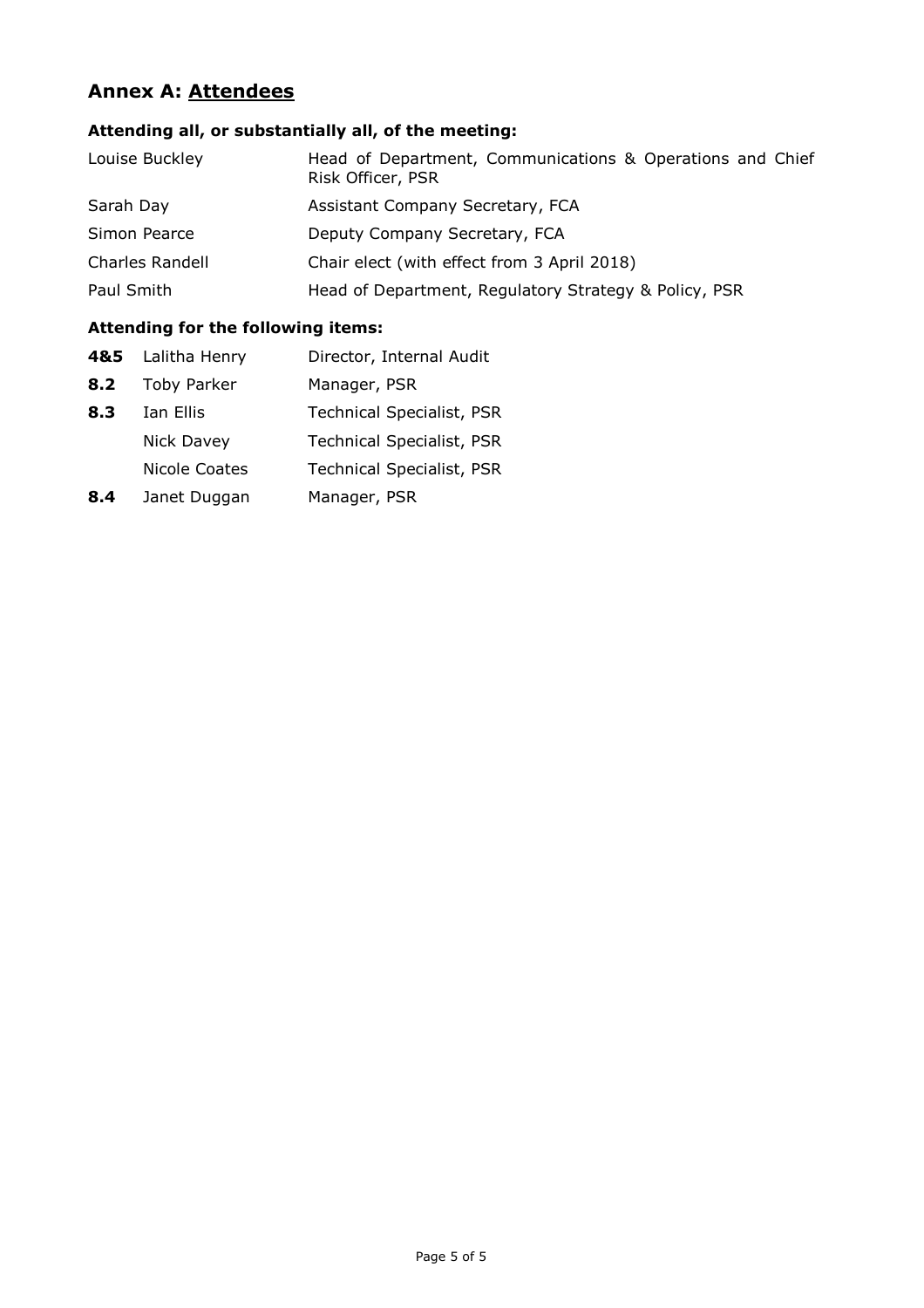## Annex A: <u>Attendees</u>

### Attending all, or substantially all, of the meeting:

| | |
|---|---|
| Louise Buckley | Head of Department, Communications & Operations and Chief Risk Officer, PSR |
| Sarah Day | Assistant Company Secretary, FCA |
| Simon Pearce | Deputy Company Secretary, FCA |
| Charles Randell | Chair elect (with effect from 3 April 2018) |
| Paul Smith | Head of Department, Regulatory Strategy & Policy, PSR |

### Attending for the following items:

| | | |
|---|---|---|
| **4&5** | Lalitha Henry | Director, Internal Audit |
| **8.2** | Toby Parker | Manager, PSR |
| **8.3** | Ian Ellis | Technical Specialist, PSR |
| | Nick Davey | Technical Specialist, PSR |
| | Nicole Coates | Technical Specialist, PSR |
| **8.4** | Janet Duggan | Manager, PSR |